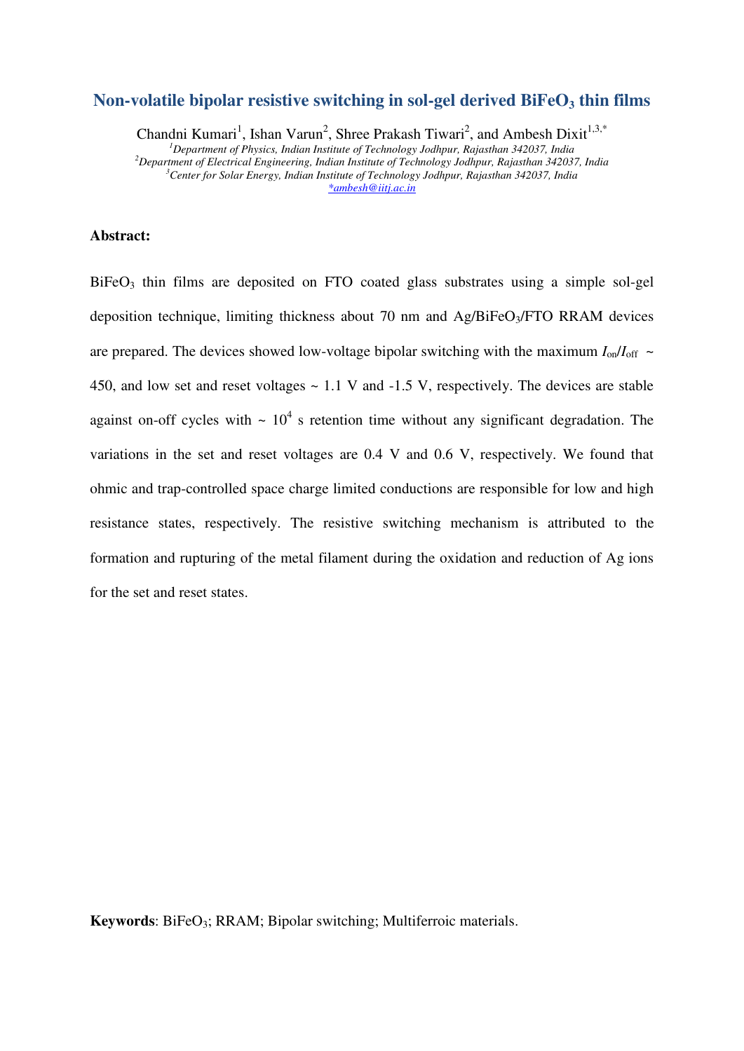# Non-volatile bipolar resistive switching in sol-gel derived $BiFeO_3$ thin films

Chandni Kumari[1], Ishan Varun[2], Shree Prakash Tiwari[2], and Ambesh Dixit[1,3,*]

[1]*Department of Physics, Indian Institute of Technology Jodhpur, Rajasthan 342037, India*
[2]*Department of Electrical Engineering, Indian Institute of Technology Jodhpur, Rajasthan 342037, India*
[3]*Center for Solar Energy, Indian Institute of Technology Jodhpur, Rajasthan 342037, India*
*ambesh@iitj.ac.in

**Abstract:**

$BiFeO_3$ thin films are deposited on FTO coated glass substrates using a simple sol-gel deposition technique, limiting thickness about 70 nm and Ag/$BiFeO_3$/FTO RRAM devices are prepared. The devices showed low-voltage bipolar switching with the maximum $I_{on}/I_{off}$ ~ 450, and low set and reset voltages ~ 1.1 V and -1.5 V, respectively. The devices are stable against on-off cycles with ~ $10^4$ s retention time without any significant degradation. The variations in the set and reset voltages are 0.4 V and 0.6 V, respectively. We found that ohmic and trap-controlled space charge limited conductions are responsible for low and high resistance states, respectively. The resistive switching mechanism is attributed to the formation and rupturing of the metal filament during the oxidation and reduction of Ag ions for the set and reset states.

**Keywords**: $BiFeO_3$; RRAM; Bipolar switching; Multiferroic materials.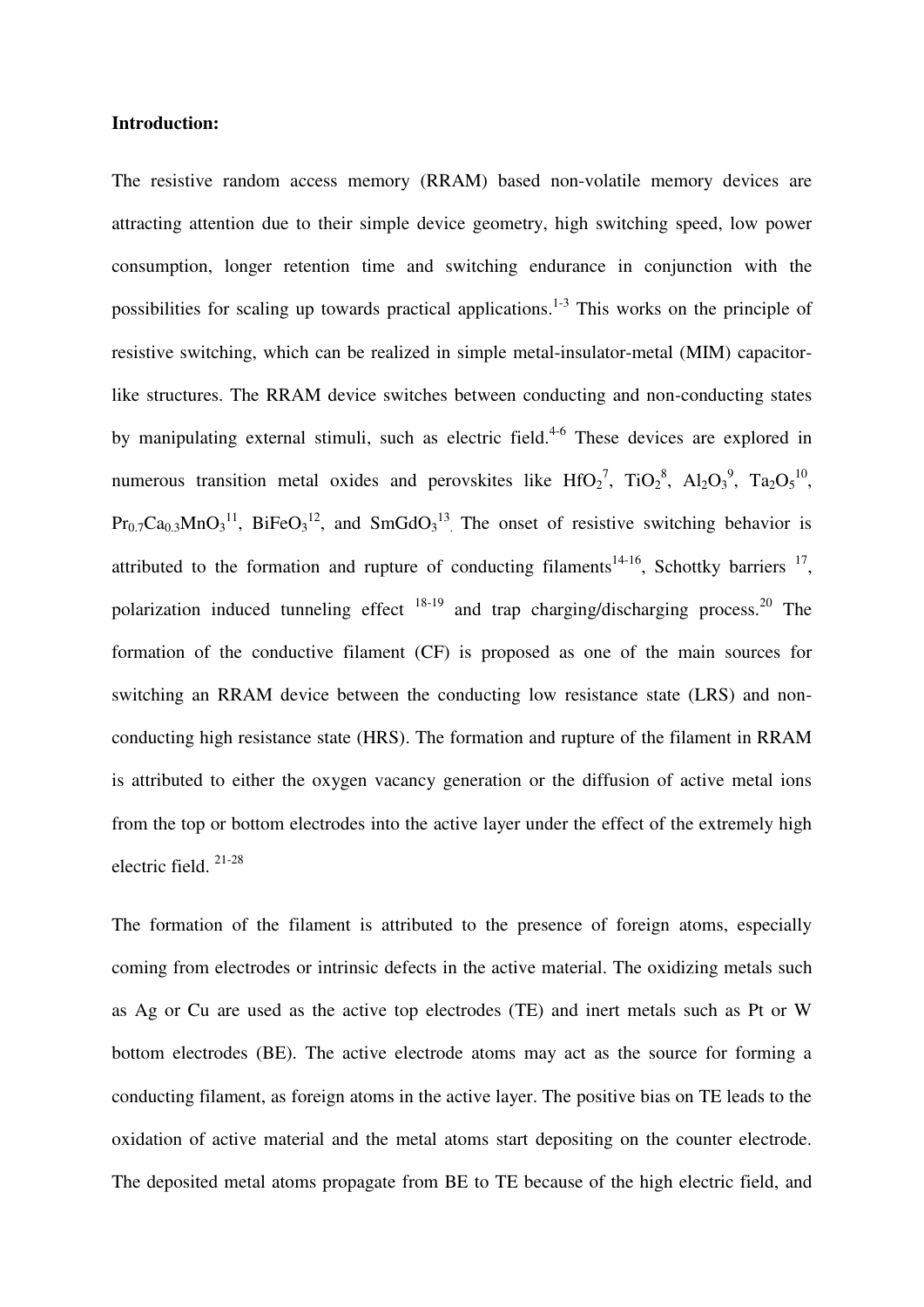**Introduction:**

The resistive random access memory (RRAM) based non-volatile memory devices are attracting attention due to their simple device geometry, high switching speed, low power consumption, longer retention time and switching endurance in conjunction with the possibilities for scaling up towards practical applications.[1-3] This works on the principle of resistive switching, which can be realized in simple metal-insulator-metal (MIM) capacitor-like structures. The RRAM device switches between conducting and non-conducting states by manipulating external stimuli, such as electric field.[4-6] These devices are explored in numerous transition metal oxides and perovskites like $HfO_2$[7], $TiO_2$[8], $Al_2O_3$[9], $Ta_2O_5$[10], $Pr_{0.7}Ca_{0.3}MnO_3$[11], $BiFeO_3$[12], and $SmGdO_3$[13]. The onset of resistive switching behavior is attributed to the formation and rupture of conducting filaments[14-16], Schottky barriers [17], polarization induced tunneling effect [18-19] and trap charging/discharging process.[20] The formation of the conductive filament (CF) is proposed as one of the main sources for switching an RRAM device between the conducting low resistance state (LRS) and non-conducting high resistance state (HRS). The formation and rupture of the filament in RRAM is attributed to either the oxygen vacancy generation or the diffusion of active metal ions from the top or bottom electrodes into the active layer under the effect of the extremely high electric field. [21-28]

The formation of the filament is attributed to the presence of foreign atoms, especially coming from electrodes or intrinsic defects in the active material. The oxidizing metals such as Ag or Cu are used as the active top electrodes (TE) and inert metals such as Pt or W bottom electrodes (BE). The active electrode atoms may act as the source for forming a conducting filament, as foreign atoms in the active layer. The positive bias on TE leads to the oxidation of active material and the metal atoms start depositing on the counter electrode. The deposited metal atoms propagate from BE to TE because of the high electric field, and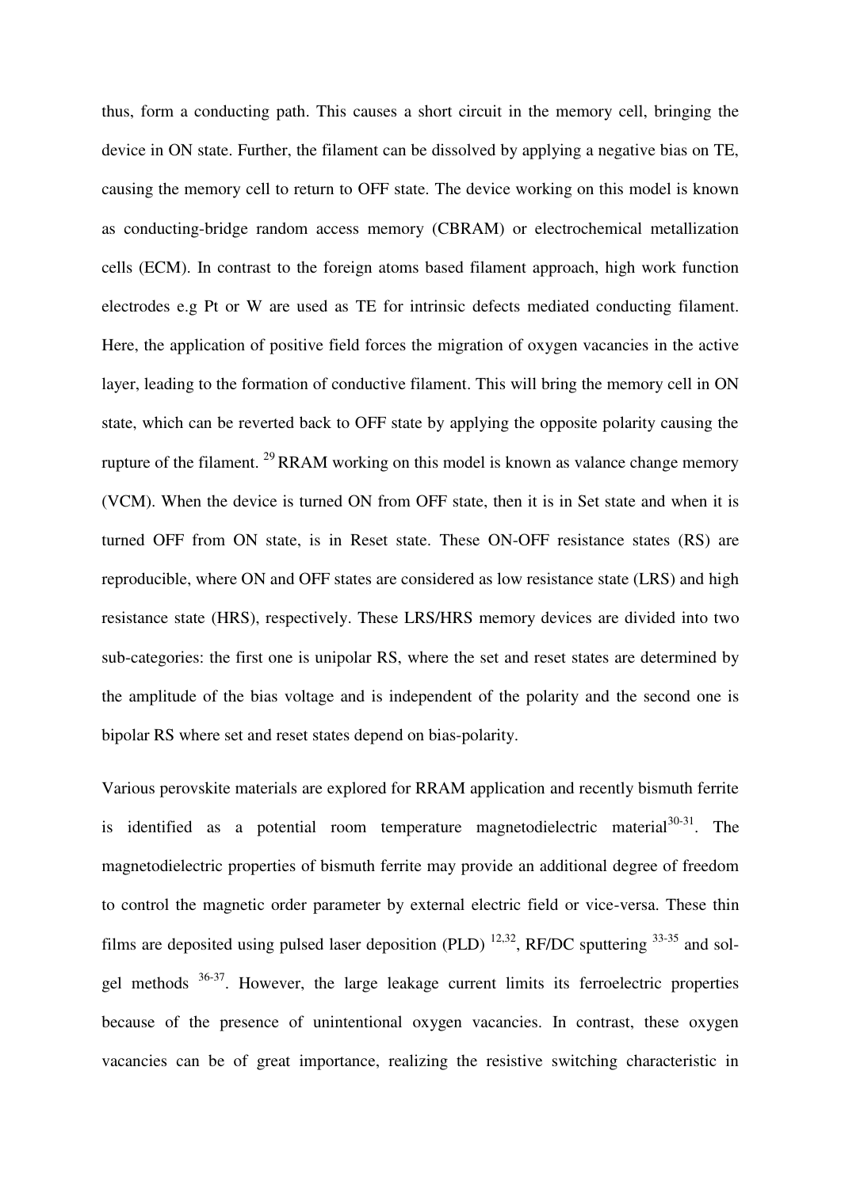thus, form a conducting path. This causes a short circuit in the memory cell, bringing the device in ON state. Further, the filament can be dissolved by applying a negative bias on TE, causing the memory cell to return to OFF state. The device working on this model is known as conducting-bridge random access memory (CBRAM) or electrochemical metallization cells (ECM). In contrast to the foreign atoms based filament approach, high work function electrodes e.g Pt or W are used as TE for intrinsic defects mediated conducting filament. Here, the application of positive field forces the migration of oxygen vacancies in the active layer, leading to the formation of conductive filament. This will bring the memory cell in ON state, which can be reverted back to OFF state by applying the opposite polarity causing the rupture of the filament. [29] RRAM working on this model is known as valance change memory (VCM). When the device is turned ON from OFF state, then it is in Set state and when it is turned OFF from ON state, is in Reset state. These ON-OFF resistance states (RS) are reproducible, where ON and OFF states are considered as low resistance state (LRS) and high resistance state (HRS), respectively. These LRS/HRS memory devices are divided into two sub-categories: the first one is unipolar RS, where the set and reset states are determined by the amplitude of the bias voltage and is independent of the polarity and the second one is bipolar RS where set and reset states depend on bias-polarity.

Various perovskite materials are explored for RRAM application and recently bismuth ferrite is identified as a potential room temperature magnetodielectric material[30-31]. The magnetodielectric properties of bismuth ferrite may provide an additional degree of freedom to control the magnetic order parameter by external electric field or vice-versa. These thin films are deposited using pulsed laser deposition (PLD) [12,32], RF/DC sputtering [33-35] and sol-gel methods [36-37]. However, the large leakage current limits its ferroelectric properties because of the presence of unintentional oxygen vacancies. In contrast, these oxygen vacancies can be of great importance, realizing the resistive switching characteristic in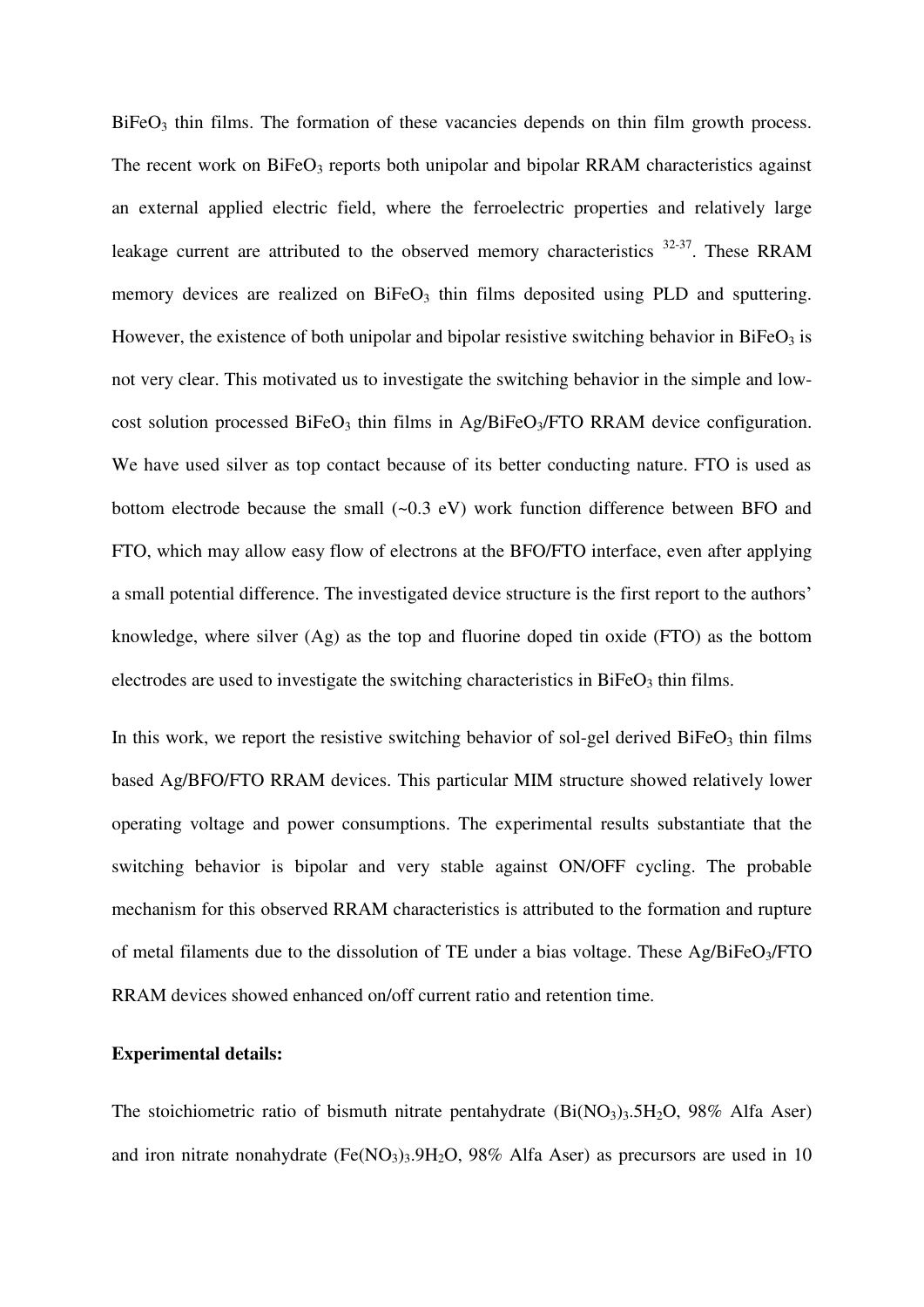$BiFeO_3$ thin films. The formation of these vacancies depends on thin film growth process. The recent work on $BiFeO_3$ reports both unipolar and bipolar RRAM characteristics against an external applied electric field, where the ferroelectric properties and relatively large leakage current are attributed to the observed memory characteristics [32-37]. These RRAM memory devices are realized on $BiFeO_3$ thin films deposited using PLD and sputtering. However, the existence of both unipolar and bipolar resistive switching behavior in $BiFeO_3$ is not very clear. This motivated us to investigate the switching behavior in the simple and low-cost solution processed $BiFeO_3$ thin films in Ag/$BiFeO_3$/FTO RRAM device configuration. We have used silver as top contact because of its better conducting nature. FTO is used as bottom electrode because the small (~0.3 eV) work function difference between BFO and FTO, which may allow easy flow of electrons at the BFO/FTO interface, even after applying a small potential difference. The investigated device structure is the first report to the authors' knowledge, where silver (Ag) as the top and fluorine doped tin oxide (FTO) as the bottom electrodes are used to investigate the switching characteristics in $BiFeO_3$ thin films.

In this work, we report the resistive switching behavior of sol-gel derived $BiFeO_3$ thin films based Ag/BFO/FTO RRAM devices. This particular MIM structure showed relatively lower operating voltage and power consumptions. The experimental results substantiate that the switching behavior is bipolar and very stable against ON/OFF cycling. The probable mechanism for this observed RRAM characteristics is attributed to the formation and rupture of metal filaments due to the dissolution of TE under a bias voltage. These Ag/$BiFeO_3$/FTO RRAM devices showed enhanced on/off current ratio and retention time.

**Experimental details:**

The stoichiometric ratio of bismuth nitrate pentahydrate ($Bi(NO_3)_3.5H_2O$, 98% Alfa Aser) and iron nitrate nonahydrate ($Fe(NO_3)_3.9H_2O$, 98% Alfa Aser) as precursors are used in 10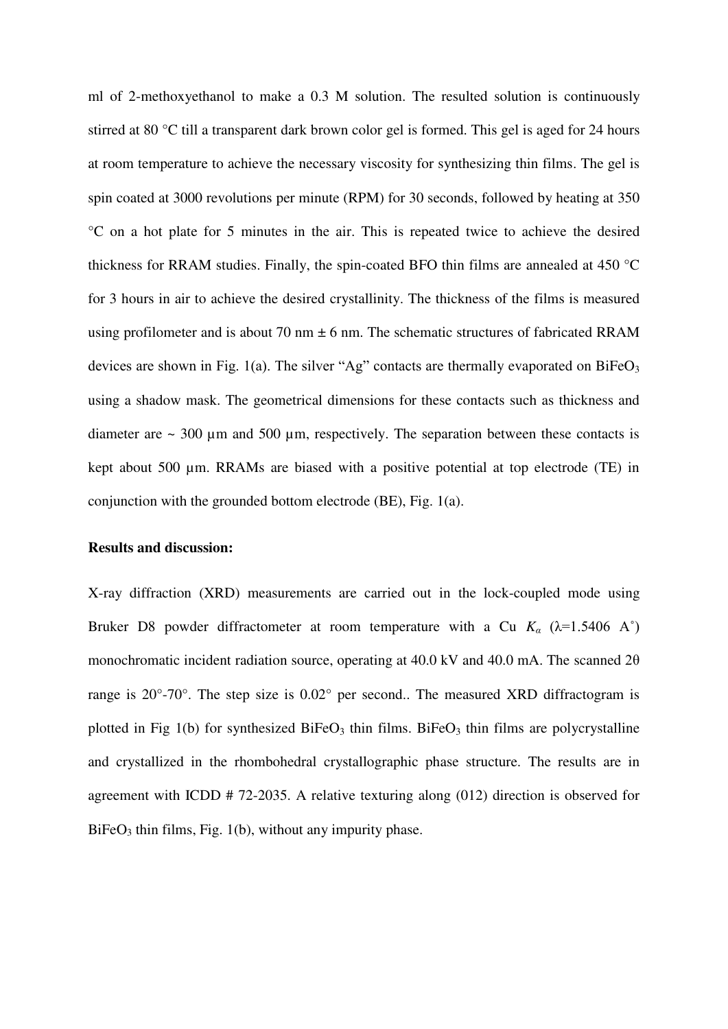ml of 2-methoxyethanol to make a 0.3 M solution. The resulted solution is continuously stirred at 80 °C till a transparent dark brown color gel is formed. This gel is aged for 24 hours at room temperature to achieve the necessary viscosity for synthesizing thin films. The gel is spin coated at 3000 revolutions per minute (RPM) for 30 seconds, followed by heating at 350 °C on a hot plate for 5 minutes in the air. This is repeated twice to achieve the desired thickness for RRAM studies. Finally, the spin-coated BFO thin films are annealed at 450 °C for 3 hours in air to achieve the desired crystallinity. The thickness of the films is measured using profilometer and is about 70 nm ± 6 nm. The schematic structures of fabricated RRAM devices are shown in Fig. 1(a). The silver "Ag" contacts are thermally evaporated on $BiFeO_3$ using a shadow mask. The geometrical dimensions for these contacts such as thickness and diameter are ~ 300 µm and 500 µm, respectively. The separation between these contacts is kept about 500 µm. RRAMs are biased with a positive potential at top electrode (TE) in conjunction with the grounded bottom electrode (BE), Fig. 1(a).

**Results and discussion:**

X-ray diffraction (XRD) measurements are carried out in the lock-coupled mode using Bruker D8 powder diffractometer at room temperature with a Cu $K_\alpha$ ($\lambda$=1.5406 A˚) monochromatic incident radiation source, operating at 40.0 kV and 40.0 mA. The scanned 2θ range is 20°-70°. The step size is 0.02° per second.. The measured XRD diffractogram is plotted in Fig 1(b) for synthesized $BiFeO_3$ thin films. $BiFeO_3$ thin films are polycrystalline and crystallized in the rhombohedral crystallographic phase structure. The results are in agreement with ICDD # 72-2035. A relative texturing along (012) direction is observed for $BiFeO_3$ thin films, Fig. 1(b), without any impurity phase.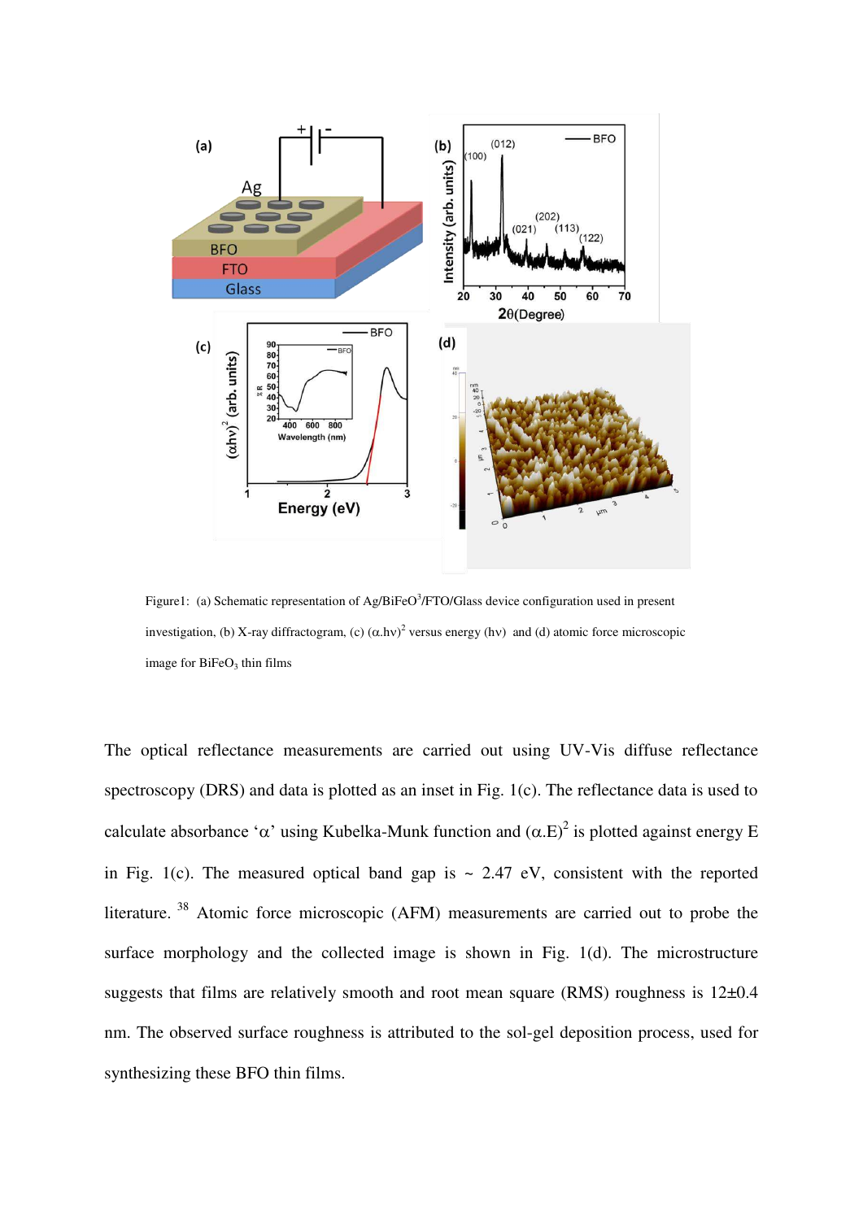Figure1: (a) Schematic representation of Ag/BiFeO$^3$/FTO/Glass device configuration used in present investigation, (b) X-ray diffractogram, (c) $(\alpha.h\nu)^2$ versus energy ($h\nu$) and (d) atomic force microscopic image for $BiFeO_3$ thin films

The optical reflectance measurements are carried out using UV-Vis diffuse reflectance spectroscopy (DRS) and data is plotted as an inset in Fig. 1(c). The reflectance data is used to calculate absorbance '$\alpha$' using Kubelka-Munk function and $(\alpha.E)^2$ is plotted against energy E in Fig. 1(c). The measured optical band gap is ~ 2.47 eV, consistent with the reported literature. [38] Atomic force microscopic (AFM) measurements are carried out to probe the surface morphology and the collected image is shown in Fig. 1(d). The microstructure suggests that films are relatively smooth and root mean square (RMS) roughness is 12±0.4 nm. The observed surface roughness is attributed to the sol-gel deposition process, used for synthesizing these BFO thin films.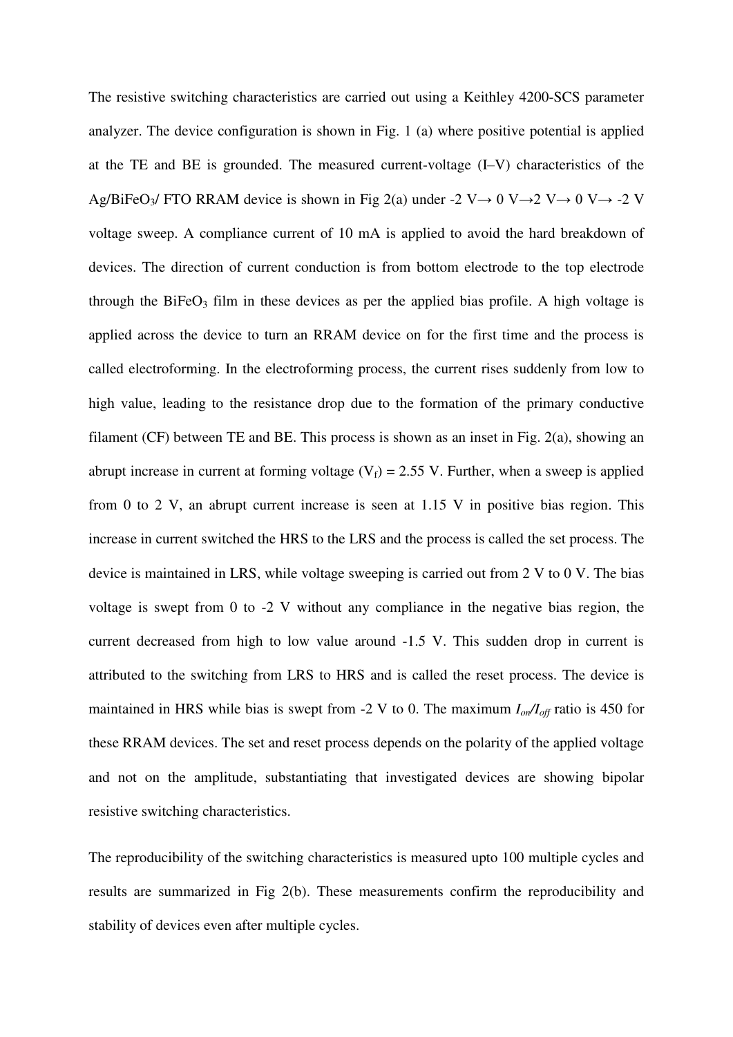The resistive switching characteristics are carried out using a Keithley 4200-SCS parameter analyzer. The device configuration is shown in Fig. 1 (a) where positive potential is applied at the TE and BE is grounded. The measured current-voltage (I–V) characteristics of the Ag/$BiFeO_3$/ FTO RRAM device is shown in Fig 2(a) under -2 V→ 0 V→2 V→ 0 V→ -2 V voltage sweep. A compliance current of 10 mA is applied to avoid the hard breakdown of devices. The direction of current conduction is from bottom electrode to the top electrode through the $BiFeO_3$ film in these devices as per the applied bias profile. A high voltage is applied across the device to turn an RRAM device on for the first time and the process is called electroforming. In the electroforming process, the current rises suddenly from low to high value, leading to the resistance drop due to the formation of the primary conductive filament (CF) between TE and BE. This process is shown as an inset in Fig. 2(a), showing an abrupt increase in current at forming voltage ($V_f$) = 2.55 V. Further, when a sweep is applied from 0 to 2 V, an abrupt current increase is seen at 1.15 V in positive bias region. This increase in current switched the HRS to the LRS and the process is called the set process. The device is maintained in LRS, while voltage sweeping is carried out from 2 V to 0 V. The bias voltage is swept from 0 to -2 V without any compliance in the negative bias region, the current decreased from high to low value around -1.5 V. This sudden drop in current is attributed to the switching from LRS to HRS and is called the reset process. The device is maintained in HRS while bias is swept from -2 V to 0. The maximum $I_{on}/I_{off}$ ratio is 450 for these RRAM devices. The set and reset process depends on the polarity of the applied voltage and not on the amplitude, substantiating that investigated devices are showing bipolar resistive switching characteristics.

The reproducibility of the switching characteristics is measured upto 100 multiple cycles and results are summarized in Fig 2(b). These measurements confirm the reproducibility and stability of devices even after multiple cycles.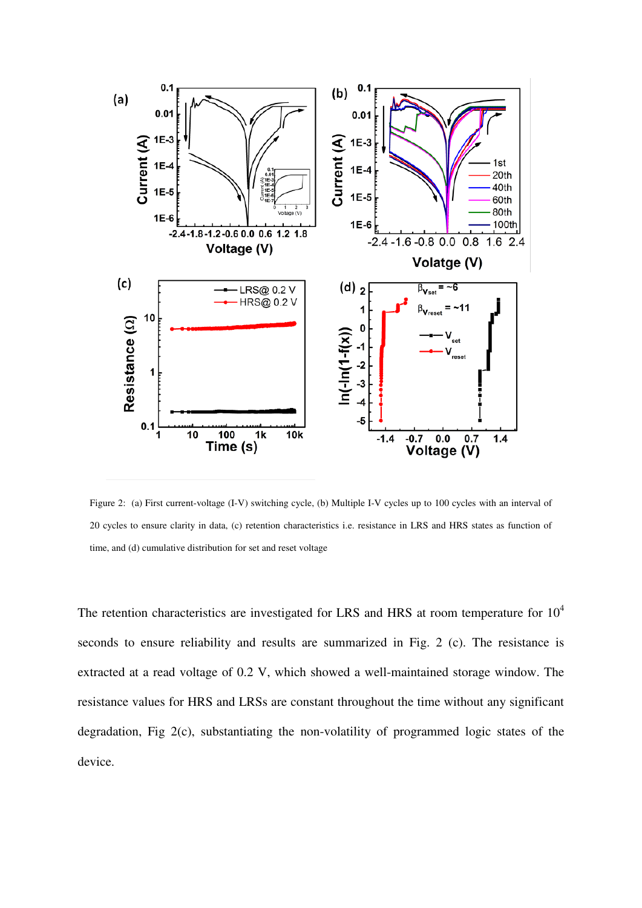Figure 2: (a) First current-voltage (I-V) switching cycle, (b) Multiple I-V cycles up to 100 cycles with an interval of 20 cycles to ensure clarity in data, (c) retention characteristics i.e. resistance in LRS and HRS states as function of time, and (d) cumulative distribution for set and reset voltage

The retention characteristics are investigated for LRS and HRS at room temperature for $10^4$ seconds to ensure reliability and results are summarized in Fig. 2 (c). The resistance is extracted at a read voltage of 0.2 V, which showed a well-maintained storage window. The resistance values for HRS and LRSs are constant throughout the time without any significant degradation, Fig 2(c), substantiating the non-volatility of programmed logic states of the device.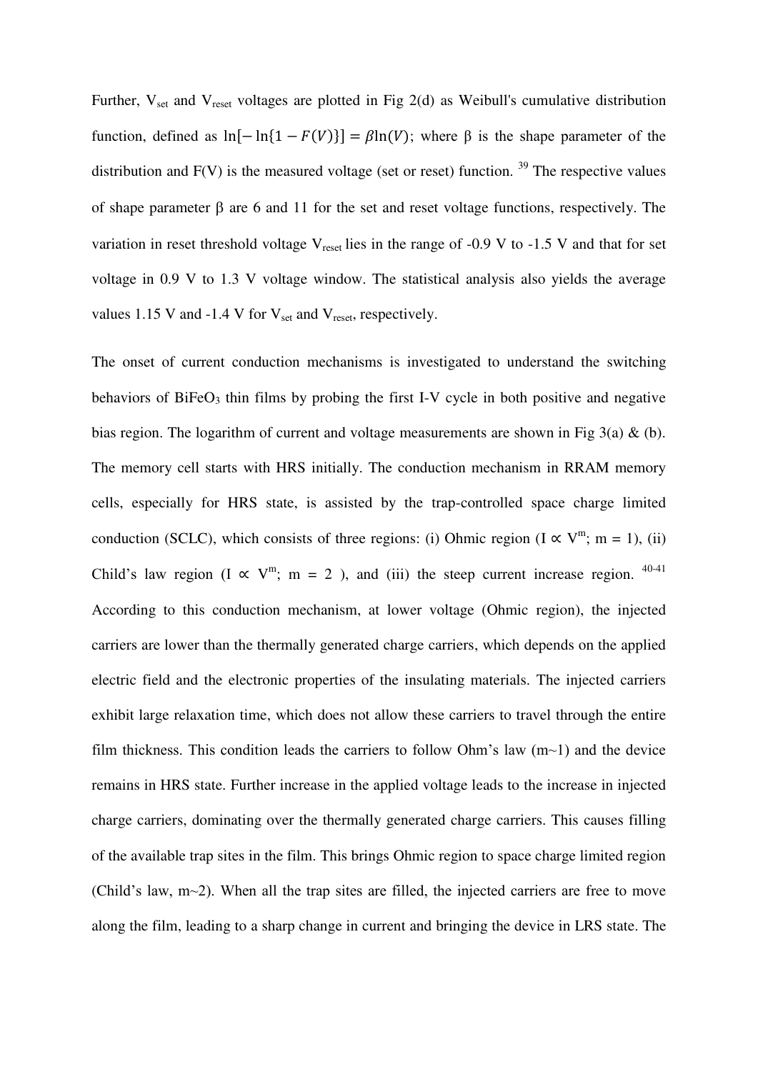Further, $V_{set}$ and $V_{reset}$ voltages are plotted in Fig 2(d) as Weibull's cumulative distribution function, defined as $\ln[-\ln\{1-F(V)\}] = \beta\ln(V)$; where β is the shape parameter of the distribution and F(V) is the measured voltage (set or reset) function. [39] The respective values of shape parameter β are 6 and 11 for the set and reset voltage functions, respectively. The variation in reset threshold voltage $V_{reset}$ lies in the range of -0.9 V to -1.5 V and that for set voltage in 0.9 V to 1.3 V voltage window. The statistical analysis also yields the average values 1.15 V and -1.4 V for $V_{set}$ and $V_{reset}$, respectively.

The onset of current conduction mechanisms is investigated to understand the switching behaviors of $BiFeO_3$ thin films by probing the first I-V cycle in both positive and negative bias region. The logarithm of current and voltage measurements are shown in Fig 3(a) & (b). The memory cell starts with HRS initially. The conduction mechanism in RRAM memory cells, especially for HRS state, is assisted by the trap-controlled space charge limited conduction (SCLC), which consists of three regions: (i) Ohmic region ($I \propto V^m$; m = 1), (ii) Child's law region ($I \propto V^m$; m = 2 ), and (iii) the steep current increase region. [40-41] According to this conduction mechanism, at lower voltage (Ohmic region), the injected carriers are lower than the thermally generated charge carriers, which depends on the applied electric field and the electronic properties of the insulating materials. The injected carriers exhibit large relaxation time, which does not allow these carriers to travel through the entire film thickness. This condition leads the carriers to follow Ohm's law (m~1) and the device remains in HRS state. Further increase in the applied voltage leads to the increase in injected charge carriers, dominating over the thermally generated charge carriers. This causes filling of the available trap sites in the film. This brings Ohmic region to space charge limited region (Child's law, m~2). When all the trap sites are filled, the injected carriers are free to move along the film, leading to a sharp change in current and bringing the device in LRS state. The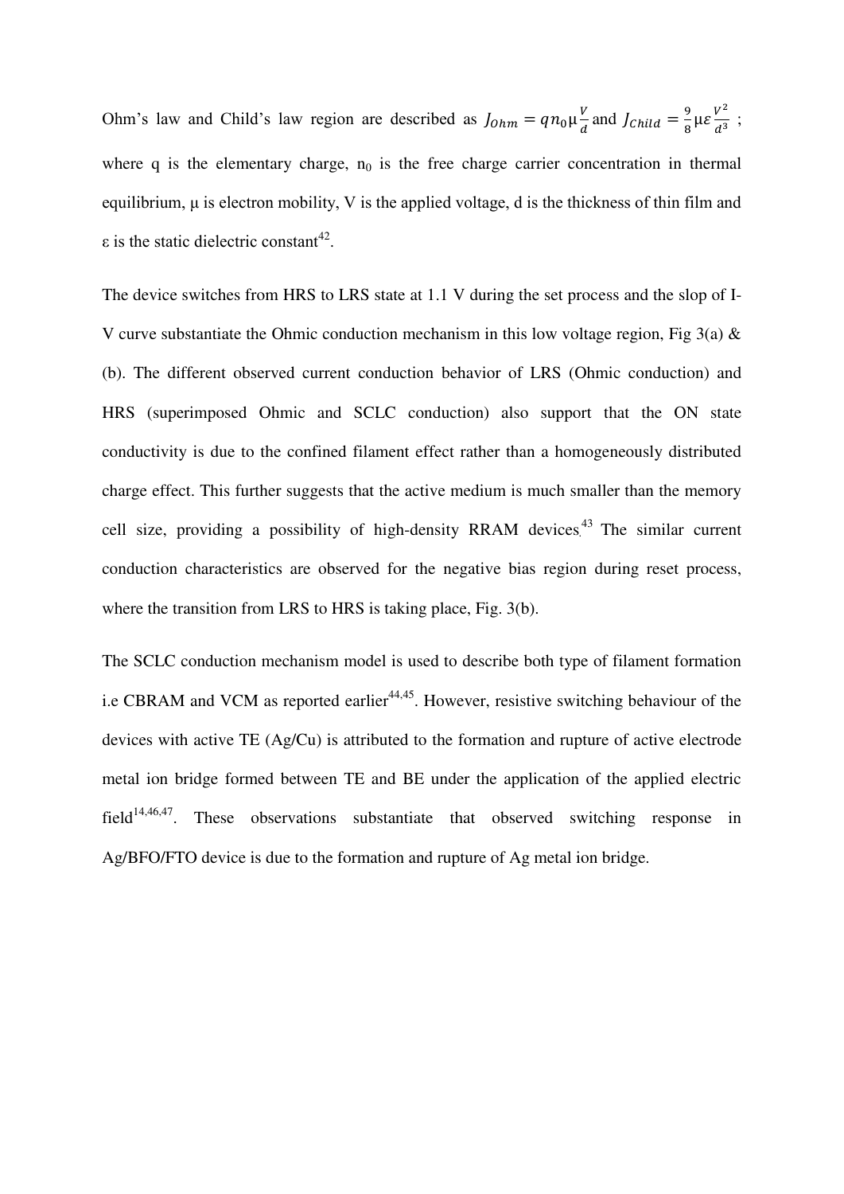Ohm's law and Child's law region are described as $J_{Ohm} = qn_0\mu\frac{V}{d}$ and $J_{Child} = \frac{9}{8}\mu\varepsilon\frac{V^2}{d^3}$ ; where q is the elementary charge, $n_0$ is the free charge carrier concentration in thermal equilibrium, μ is electron mobility, V is the applied voltage, d is the thickness of thin film and ε is the static dielectric constant[42].

The device switches from HRS to LRS state at 1.1 V during the set process and the slop of I-V curve substantiate the Ohmic conduction mechanism in this low voltage region, Fig 3(a) & (b). The different observed current conduction behavior of LRS (Ohmic conduction) and HRS (superimposed Ohmic and SCLC conduction) also support that the ON state conductivity is due to the confined filament effect rather than a homogeneously distributed charge effect. This further suggests that the active medium is much smaller than the memory cell size, providing a possibility of high-density RRAM devices.[43] The similar current conduction characteristics are observed for the negative bias region during reset process, where the transition from LRS to HRS is taking place, Fig. 3(b).

The SCLC conduction mechanism model is used to describe both type of filament formation i.e CBRAM and VCM as reported earlier[44,45]. However, resistive switching behaviour of the devices with active TE (Ag/Cu) is attributed to the formation and rupture of active electrode metal ion bridge formed between TE and BE under the application of the applied electric field[14,46,47]. These observations substantiate that observed switching response in Ag/BFO/FTO device is due to the formation and rupture of Ag metal ion bridge.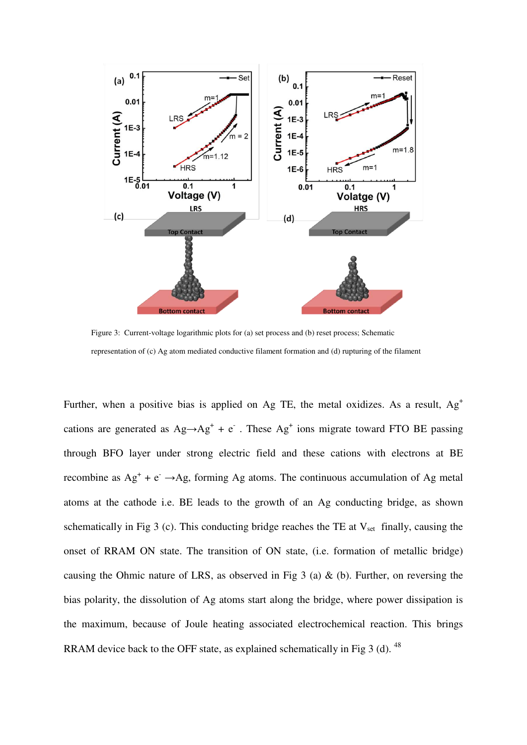Figure 3: Current-voltage logarithmic plots for (a) set process and (b) reset process; Schematic representation of (c) Ag atom mediated conductive filament formation and (d) rupturing of the filament

Further, when a positive bias is applied on Ag TE, the metal oxidizes. As a result, $Ag^+$ cations are generated as $Ag \rightarrow Ag^+ + e^-$ . These $Ag^+$ ions migrate toward FTO BE passing through BFO layer under strong electric field and these cations with electrons at BE recombine as $Ag^+ + e^- \rightarrow Ag$, forming Ag atoms. The continuous accumulation of Ag metal atoms at the cathode i.e. BE leads to the growth of an Ag conducting bridge, as shown schematically in Fig 3 (c). This conducting bridge reaches the TE at $V_{set}$ finally, causing the onset of RRAM ON state. The transition of ON state, (i.e. formation of metallic bridge) causing the Ohmic nature of LRS, as observed in Fig 3 (a) & (b). Further, on reversing the bias polarity, the dissolution of Ag atoms start along the bridge, where power dissipation is the maximum, because of Joule heating associated electrochemical reaction. This brings RRAM device back to the OFF state, as explained schematically in Fig 3 (d). [48]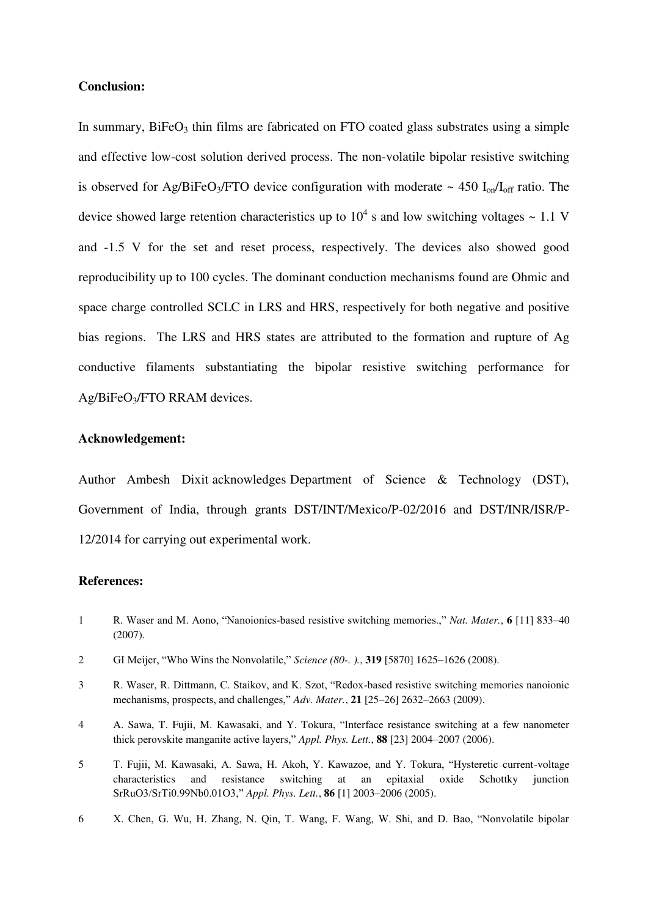**Conclusion:**

In summary, $BiFeO_3$ thin films are fabricated on FTO coated glass substrates using a simple and effective low-cost solution derived process. The non-volatile bipolar resistive switching is observed for Ag/$BiFeO_3$/FTO device configuration with moderate ~ 450 $I_{on}/I_{off}$ ratio. The device showed large retention characteristics up to $10^4$ s and low switching voltages ~ 1.1 V and -1.5 V for the set and reset process, respectively. The devices also showed good reproducibility up to 100 cycles. The dominant conduction mechanisms found are Ohmic and space charge controlled SCLC in LRS and HRS, respectively for both negative and positive bias regions. The LRS and HRS states are attributed to the formation and rupture of Ag conductive filaments substantiating the bipolar resistive switching performance for Ag/$BiFeO_3$/FTO RRAM devices.

**Acknowledgement:**

Author Ambesh Dixit acknowledges Department of Science & Technology (DST), Government of India, through grants DST/INT/Mexico/P-02/2016 and DST/INR/ISR/P-12/2014 for carrying out experimental work.

**References:**

1 R. Waser and M. Aono, "Nanoionics-based resistive switching memories.," *Nat. Mater.*, **6** [11] 833–40 (2007).

2 GI Meijer, "Who Wins the Nonvolatile," *Science (80-. ).*, **319** [5870] 1625–1626 (2008).

3 R. Waser, R. Dittmann, C. Staikov, and K. Szot, "Redox-based resistive switching memories nanoionic mechanisms, prospects, and challenges," *Adv. Mater.*, **21** [25–26] 2632–2663 (2009).

4 A. Sawa, T. Fujii, M. Kawasaki, and Y. Tokura, "Interface resistance switching at a few nanometer thick perovskite manganite active layers," *Appl. Phys. Lett.*, **88** [23] 2004–2007 (2006).

5 T. Fujii, M. Kawasaki, A. Sawa, H. Akoh, Y. Kawazoe, and Y. Tokura, "Hysteretic current-voltage characteristics and resistance switching at an epitaxial oxide Schottky junction SrRuO3/SrTi0.99Nb0.01O3," *Appl. Phys. Lett.*, **86** [1] 2003–2006 (2005).

6 X. Chen, G. Wu, H. Zhang, N. Qin, T. Wang, F. Wang, W. Shi, and D. Bao, "Nonvolatile bipolar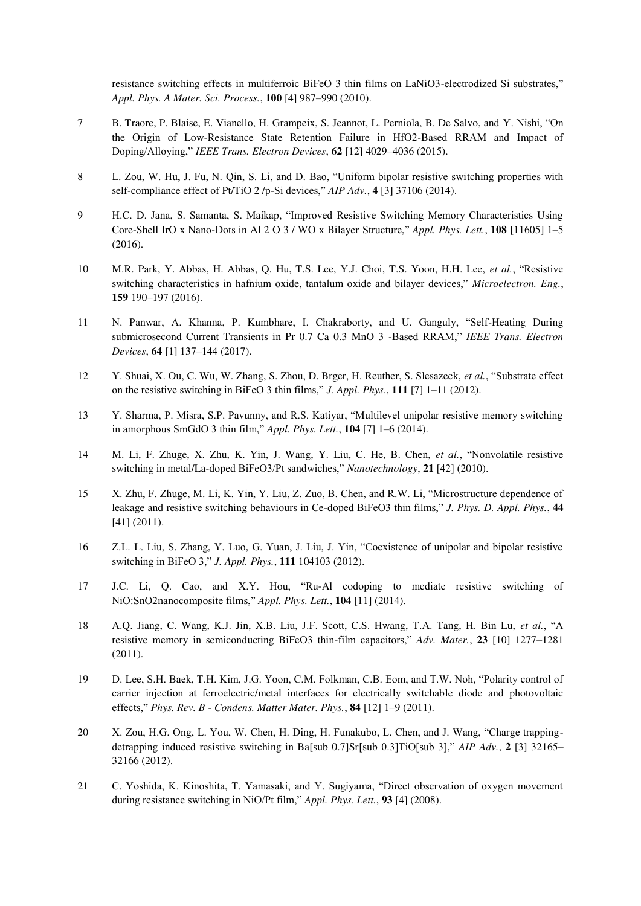resistance switching effects in multiferroic BiFeO 3 thin films on LaNiO3-electrodized Si substrates," *Appl. Phys. A Mater. Sci. Process.*, **100** [4] 987–990 (2010).

7 B. Traore, P. Blaise, E. Vianello, H. Grampeix, S. Jeannot, L. Perniola, B. De Salvo, and Y. Nishi, "On the Origin of Low-Resistance State Retention Failure in HfO2-Based RRAM and Impact of Doping/Alloying," *IEEE Trans. Electron Devices*, **62** [12] 4029–4036 (2015).

8 L. Zou, W. Hu, J. Fu, N. Qin, S. Li, and D. Bao, "Uniform bipolar resistive switching properties with self-compliance effect of Pt/TiO 2 /p-Si devices," *AIP Adv.*, **4** [3] 37106 (2014).

9 H.C. D. Jana, S. Samanta, S. Maikap, "Improved Resistive Switching Memory Characteristics Using Core-Shell IrO x Nano-Dots in Al 2 O 3 / WO x Bilayer Structure," *Appl. Phys. Lett.*, **108** [11605] 1–5 (2016).

10 M.R. Park, Y. Abbas, H. Abbas, Q. Hu, T.S. Lee, Y.J. Choi, T.S. Yoon, H.H. Lee, *et al.*, "Resistive switching characteristics in hafnium oxide, tantalum oxide and bilayer devices," *Microelectron. Eng.*, **159** 190–197 (2016).

11 N. Panwar, A. Khanna, P. Kumbhare, I. Chakraborty, and U. Ganguly, "Self-Heating During submicrosecond Current Transients in Pr 0.7 Ca 0.3 MnO 3 -Based RRAM," *IEEE Trans. Electron Devices*, **64** [1] 137–144 (2017).

12 Y. Shuai, X. Ou, C. Wu, W. Zhang, S. Zhou, D. Brger, H. Reuther, S. Slesazeck, *et al.*, "Substrate effect on the resistive switching in BiFeO 3 thin films," *J. Appl. Phys.*, **111** [7] 1–11 (2012).

13 Y. Sharma, P. Misra, S.P. Pavunny, and R.S. Katiyar, "Multilevel unipolar resistive memory switching in amorphous SmGdO 3 thin film," *Appl. Phys. Lett.*, **104** [7] 1–6 (2014).

14 M. Li, F. Zhuge, X. Zhu, K. Yin, J. Wang, Y. Liu, C. He, B. Chen, *et al.*, "Nonvolatile resistive switching in metal/La-doped BiFeO3/Pt sandwiches," *Nanotechnology*, **21** [42] (2010).

15 X. Zhu, F. Zhuge, M. Li, K. Yin, Y. Liu, Z. Zuo, B. Chen, and R.W. Li, "Microstructure dependence of leakage and resistive switching behaviours in Ce-doped BiFeO3 thin films," *J. Phys. D. Appl. Phys.*, **44** [41] (2011).

16 Z.L. L. Liu, S. Zhang, Y. Luo, G. Yuan, J. Liu, J. Yin, "Coexistence of unipolar and bipolar resistive switching in BiFeO 3," *J. Appl. Phys.*, **111** 104103 (2012).

17 J.C. Li, Q. Cao, and X.Y. Hou, "Ru-Al codoping to mediate resistive switching of NiO:SnO2nanocomposite films," *Appl. Phys. Lett.*, **104** [11] (2014).

18 A.Q. Jiang, C. Wang, K.J. Jin, X.B. Liu, J.F. Scott, C.S. Hwang, T.A. Tang, H. Bin Lu, *et al.*, "A resistive memory in semiconducting BiFeO3 thin-film capacitors," *Adv. Mater.*, **23** [10] 1277–1281 (2011).

19 D. Lee, S.H. Baek, T.H. Kim, J.G. Yoon, C.M. Folkman, C.B. Eom, and T.W. Noh, "Polarity control of carrier injection at ferroelectric/metal interfaces for electrically switchable diode and photovoltaic effects," *Phys. Rev. B - Condens. Matter Mater. Phys.*, **84** [12] 1–9 (2011).

20 X. Zou, H.G. Ong, L. You, W. Chen, H. Ding, H. Funakubo, L. Chen, and J. Wang, "Charge trapping-detrapping induced resistive switching in Ba[sub 0.7]Sr[sub 0.3]TiO[sub 3]," *AIP Adv.*, **2** [3] 32165–32166 (2012).

21 C. Yoshida, K. Kinoshita, T. Yamasaki, and Y. Sugiyama, "Direct observation of oxygen movement during resistance switching in NiO/Pt film," *Appl. Phys. Lett.*, **93** [4] (2008).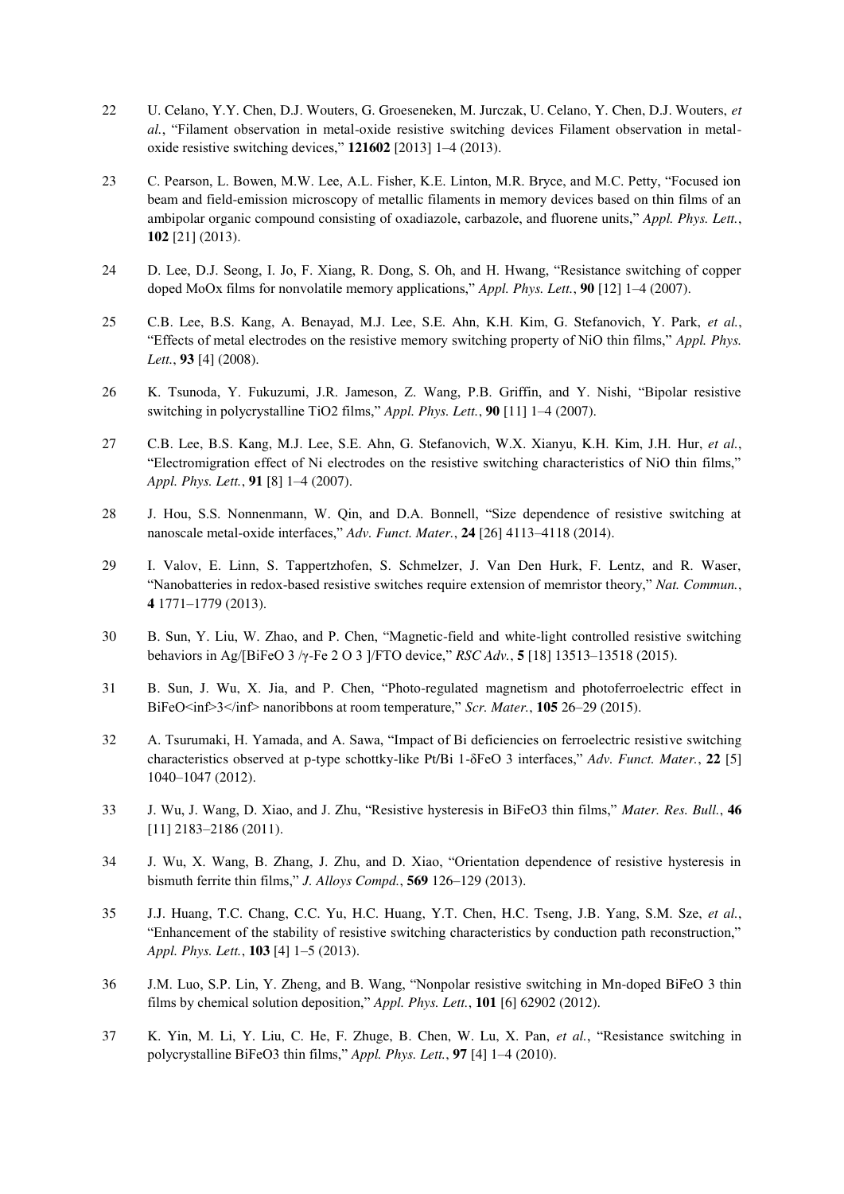22 U. Celano, Y.Y. Chen, D.J. Wouters, G. Groeseneken, M. Jurczak, U. Celano, Y. Chen, D.J. Wouters, *et al.*, "Filament observation in metal-oxide resistive switching devices Filament observation in metal-oxide resistive switching devices," **121602** [2013] 1–4 (2013).

23 C. Pearson, L. Bowen, M.W. Lee, A.L. Fisher, K.E. Linton, M.R. Bryce, and M.C. Petty, "Focused ion beam and field-emission microscopy of metallic filaments in memory devices based on thin films of an ambipolar organic compound consisting of oxadiazole, carbazole, and fluorene units," *Appl. Phys. Lett.*, **102** [21] (2013).

24 D. Lee, D.J. Seong, I. Jo, F. Xiang, R. Dong, S. Oh, and H. Hwang, "Resistance switching of copper doped MoOx films for nonvolatile memory applications," *Appl. Phys. Lett.*, **90** [12] 1–4 (2007).

25 C.B. Lee, B.S. Kang, A. Benayad, M.J. Lee, S.E. Ahn, K.H. Kim, G. Stefanovich, Y. Park, *et al.*, "Effects of metal electrodes on the resistive memory switching property of NiO thin films," *Appl. Phys. Lett.*, **93** [4] (2008).

26 K. Tsunoda, Y. Fukuzumi, J.R. Jameson, Z. Wang, P.B. Griffin, and Y. Nishi, "Bipolar resistive switching in polycrystalline TiO2 films," *Appl. Phys. Lett.*, **90** [11] 1–4 (2007).

27 C.B. Lee, B.S. Kang, M.J. Lee, S.E. Ahn, G. Stefanovich, W.X. Xianyu, K.H. Kim, J.H. Hur, *et al.*, "Electromigration effect of Ni electrodes on the resistive switching characteristics of NiO thin films," *Appl. Phys. Lett.*, **91** [8] 1–4 (2007).

28 J. Hou, S.S. Nonnenmann, W. Qin, and D.A. Bonnell, "Size dependence of resistive switching at nanoscale metal-oxide interfaces," *Adv. Funct. Mater.*, **24** [26] 4113–4118 (2014).

29 I. Valov, E. Linn, S. Tappertzhofen, S. Schmelzer, J. Van Den Hurk, F. Lentz, and R. Waser, "Nanobatteries in redox-based resistive switches require extension of memristor theory," *Nat. Commun.*, **4** 1771–1779 (2013).

30 B. Sun, Y. Liu, W. Zhao, and P. Chen, "Magnetic-field and white-light controlled resistive switching behaviors in Ag/[BiFeO 3 /γ-Fe 2 O 3 ]/FTO device," *RSC Adv.*, **5** [18] 13513–13518 (2015).

31 B. Sun, J. Wu, X. Jia, and P. Chen, "Photo-regulated magnetism and photoferroelectric effect in BiFeO<inf>3</inf> nanoribbons at room temperature," *Scr. Mater.*, **105** 26–29 (2015).

32 A. Tsurumaki, H. Yamada, and A. Sawa, "Impact of Bi deficiencies on ferroelectric resistive switching characteristics observed at p-type schottky-like Pt/Bi 1-δFeO 3 interfaces," *Adv. Funct. Mater.*, **22** [5] 1040–1047 (2012).

33 J. Wu, J. Wang, D. Xiao, and J. Zhu, "Resistive hysteresis in BiFeO3 thin films," *Mater. Res. Bull.*, **46** [11] 2183–2186 (2011).

34 J. Wu, X. Wang, B. Zhang, J. Zhu, and D. Xiao, "Orientation dependence of resistive hysteresis in bismuth ferrite thin films," *J. Alloys Compd.*, **569** 126–129 (2013).

35 J.J. Huang, T.C. Chang, C.C. Yu, H.C. Huang, Y.T. Chen, H.C. Tseng, J.B. Yang, S.M. Sze, *et al.*, "Enhancement of the stability of resistive switching characteristics by conduction path reconstruction," *Appl. Phys. Lett.*, **103** [4] 1–5 (2013).

36 J.M. Luo, S.P. Lin, Y. Zheng, and B. Wang, "Nonpolar resistive switching in Mn-doped BiFeO 3 thin films by chemical solution deposition," *Appl. Phys. Lett.*, **101** [6] 62902 (2012).

37 K. Yin, M. Li, Y. Liu, C. He, F. Zhuge, B. Chen, W. Lu, X. Pan, *et al.*, "Resistance switching in polycrystalline BiFeO3 thin films," *Appl. Phys. Lett.*, **97** [4] 1–4 (2010).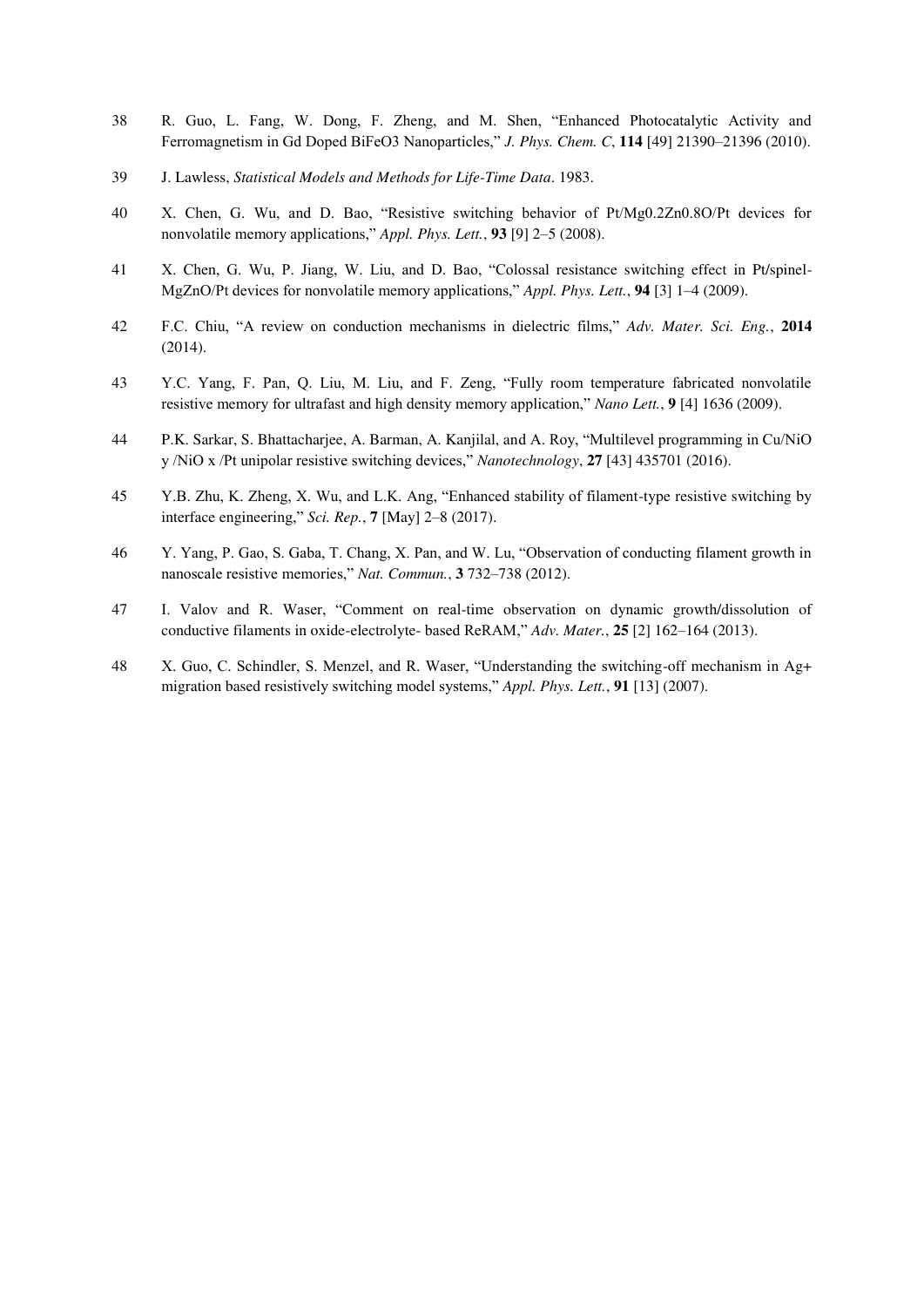38 R. Guo, L. Fang, W. Dong, F. Zheng, and M. Shen, “Enhanced Photocatalytic Activity and Ferromagnetism in Gd Doped $BiFeO_3$ Nanoparticles,” *J. Phys. Chem. C*, **114** [49] 21390–21396 (2010).

39 J. Lawless, *Statistical Models and Methods for Life-Time Data*. 1983.

40 X. Chen, G. Wu, and D. Bao, “Resistive switching behavior of Pt/$Mg_{0.2}Zn_{0.8}O$/Pt devices for nonvolatile memory applications,” *Appl. Phys. Lett.*, **93** [9] 2–5 (2008).

41 X. Chen, G. Wu, P. Jiang, W. Liu, and D. Bao, “Colossal resistance switching effect in Pt/spinel-MgZnO/Pt devices for nonvolatile memory applications,” *Appl. Phys. Lett.*, **94** [3] 1–4 (2009).

42 F.C. Chiu, “A review on conduction mechanisms in dielectric films,” *Adv. Mater. Sci. Eng.*, **2014** (2014).

43 Y.C. Yang, F. Pan, Q. Liu, M. Liu, and F. Zeng, “Fully room temperature fabricated nonvolatile resistive memory for ultrafast and high density memory application,” *Nano Lett.*, **9** [4] 1636 (2009).

44 P.K. Sarkar, S. Bhattacharjee, A. Barman, A. Kanjilal, and A. Roy, “Multilevel programming in Cu/$NiO_y$/$NiO_x$/Pt unipolar resistive switching devices,” *Nanotechnology*, **27** [43] 435701 (2016).

45 Y.B. Zhu, K. Zheng, X. Wu, and L.K. Ang, “Enhanced stability of filament-type resistive switching by interface engineering,” *Sci. Rep.*, **7** [May] 2–8 (2017).

46 Y. Yang, P. Gao, S. Gaba, T. Chang, X. Pan, and W. Lu, “Observation of conducting filament growth in nanoscale resistive memories,” *Nat. Commun.*, **3** 732–738 (2012).

47 I. Valov and R. Waser, “Comment on real-time observation on dynamic growth/dissolution of conductive filaments in oxide-electrolyte- based ReRAM,” *Adv. Mater.*, **25** [2] 162–164 (2013).

48 X. Guo, C. Schindler, S. Menzel, and R. Waser, “Understanding the switching-off mechanism in $Ag^+$ migration based resistively switching model systems,” *Appl. Phys. Lett.*, **91** [13] (2007).